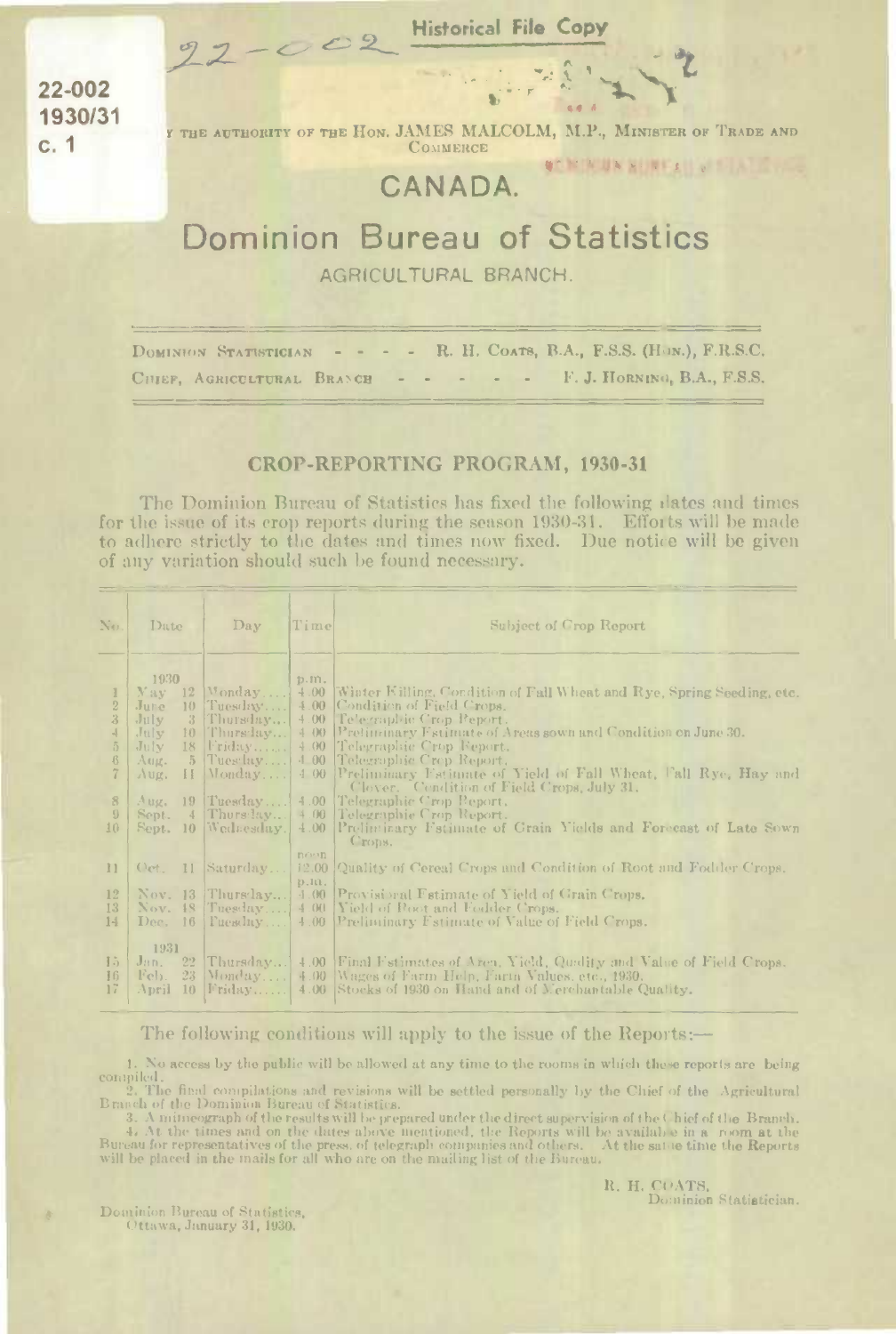22-002
1930/31
c. 1

22-002

Historical File Copy

BY THE AUTHORITY OF THE HON. JAMES MALCOLM, M.P., MINISTER OF TRADE AND COMMERCE

# CANADA.

# Dominion Bureau of Statistics

## AGRICULTURAL BRANCH.

DOMINION STATISTICIAN - - - - R. H. COATS, B.A., F.S.S. (HON.), F.R.S.C.

CHIEF, AGRICULTURAL BRANCH - - - - - - F. J. HORNING, B.A., F.S.S.

## CROP-REPORTING PROGRAM, 1930-31

The Dominion Bureau of Statistics has fixed the following dates and times for the issue of its crop reports during the season 1930-31. Efforts will be made to adhere strictly to the dates and times now fixed. Due notice will be given of any variation should such be found necessary.

| No. | Date | Day | Time | Subject of Crop Report |
|---|---|---|---|---|
| | 1930 | | p.m. | |
| 1 | May 12 | Monday.... | 4.00 | Winter Killing, Condition of Fall Wheat and Rye, Spring Seeding, etc. |
| 2 | June 10 | Tuesday.... | 4.00 | Condition of Field Crops. |
| 3 | July 3 | Thursday... | 4.00 | Telegraphic Crop Report. |
| 4 | July 10 | Thursday... | 4.00 | Preliminary Estimate of Areas sown and Condition on June 30. |
| 5 | July 18 | Friday...... | 4.00 | Telegraphic Crop Report. |
| 6 | Aug. 5 | Tuesday.... | 4.00 | Telegraphic Crop Report. |
| 7 | Aug. 11 | Monday.... | 4.00 | Preliminary Estimate of Yield of Fall Wheat, Fall Rye, Hay and Clover. Condition of Field Crops, July 31. |
| 8 | Aug. 19 | Tuesday.... | 4.00 | Telegraphic Crop Report. |
| 9 | Sept. 4 | Thursday.. | 4.00 | Telegraphic Crop Report. |
| 10 | Sept. 10 | Wednesday. | 4.00 | Preliminary Estimate of Grain Yields and Forecast of Late Sown Crops. |
| | | | noon | |
| 11 | Oct. 11 | Saturday... | 12.00 | Quality of Cereal Crops and Condition of Root and Fodder Crops. |
| | | | p.m. | |
| 12 | Nov. 13 | Thursday... | 4.00 | Provisional Estimate of Yield of Grain Crops. |
| 13 | Nov. 18 | Tuesday.... | 4.00 | Yield of Root and Fodder Crops. |
| 14 | Dec. 16 | Tuesday.... | 4.00 | Preliminary Estimate of Value of Field Crops. |
| | 1931 | | | |
| 15 | Jan. 22 | Thursday... | 4.00 | Final Estimates of Area, Yield, Quality and Value of Field Crops. |
| 16 | Feb. 23 | Monday.... | 4.00 | Wages of Farm Help, Farm Values, etc., 1930. |
| 17 | April 10 | Friday...... | 4.00 | Stocks of 1930 on Hand and of Merchantable Quality. |

The following conditions will apply to the issue of the Reports:—

1. No access by the public will be allowed at any time to the rooms in which these reports are being compiled.
2. The final compilations and revisions will be settled personally by the Chief of the Agricultural Branch of the Dominion Bureau of Statistics.
3. A mimeograph of the results will be prepared under the direct supervision of the Chief of the Branch.
4. At the times and on the dates above mentioned, the Reports will be available in a room at the Bureau for representatives of the press, of telegraph companies and others. At the same time the Reports will be placed in the mails for all who are on the mailing list of the Bureau.

R. H. COATS,
Dominion Statistician.

Dominion Bureau of Statistics,
Ottawa, January 31, 1930.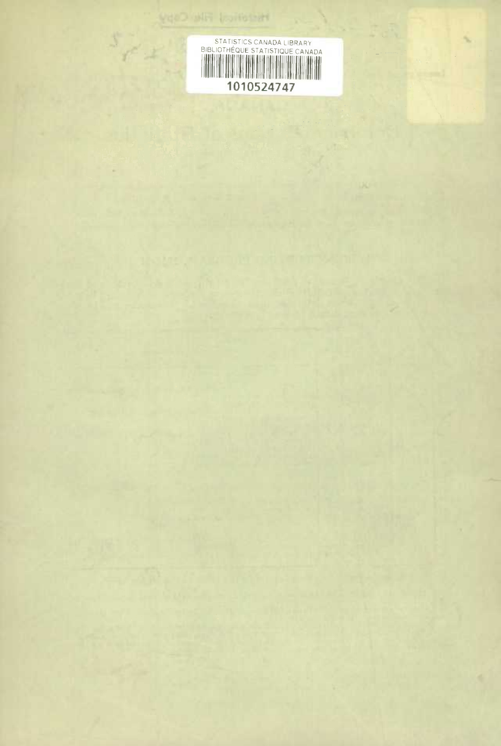STATISTICS CANADA LIBRARY
BIBLIOTHÈQUE STATISTIQUE CANADA

1010524747